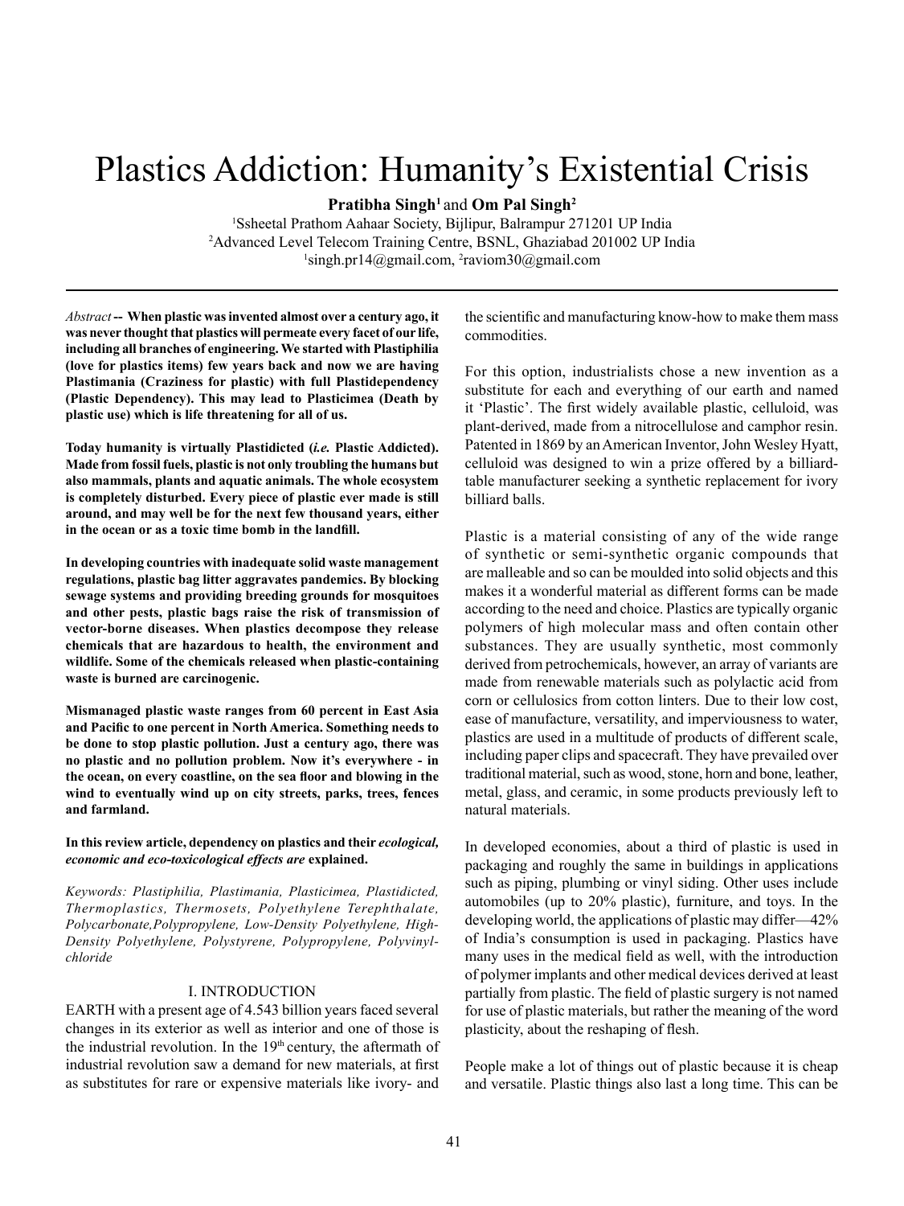# Plastics Addiction: Humanity's Existential Crisis

**Pratibha Singh**[1] and **Om Pal Singh**[2]

[1]Ssheetal Prathom Aahaar Society, Bijlipur, Balrampur 271201 UP India
[2]Advanced Level Telecom Training Centre, BSNL, Ghaziabad 201002 UP India
[1]singh.pr14@gmail.com, [2]raviom30@gmail.com

*Abstract* -- **When plastic was invented almost over a century ago, it was never thought that plastics will permeate every facet of our life, including all branches of engineering. We started with Plastiphilia (love for plastics items) few years back and now we are having Plastimania (Craziness for plastic) with full Plastidependency (Plastic Dependency). This may lead to Plasticimea (Death by plastic use) which is life threatening for all of us.**

**Today humanity is virtually Plastidicted (*i.e.* Plastic Addicted). Made from fossil fuels, plastic is not only troubling the humans but also mammals, plants and aquatic animals. The whole ecosystem is completely disturbed. Every piece of plastic ever made is still around, and may well be for the next few thousand years, either in the ocean or as a toxic time bomb in the landfill.**

**In developing countries with inadequate solid waste management regulations, plastic bag litter aggravates pandemics. By blocking sewage systems and providing breeding grounds for mosquitoes and other pests, plastic bags raise the risk of transmission of vector-borne diseases. When plastics decompose they release chemicals that are hazardous to health, the environment and wildlife. Some of the chemicals released when plastic-containing waste is burned are carcinogenic.**

**Mismanaged plastic waste ranges from 60 percent in East Asia and Pacific to one percent in North America. Something needs to be done to stop plastic pollution. Just a century ago, there was no plastic and no pollution problem. Now it's everywhere - in the ocean, on every coastline, on the sea floor and blowing in the wind to eventually wind up on city streets, parks, trees, fences and farmland.**

**In this review article, dependency on plastics and their *ecological, economic and eco-toxicological effects are* explained.**

*Keywords: Plastiphilia, Plastimania, Plasticimea, Plastidicted, Thermoplastics, Thermosets, Polyethylene Terephthalate, Polycarbonate,Polypropylene, Low-Density Polyethylene, High-Density Polyethylene, Polystyrene, Polypropylene, Polyvinyl-chloride*

## I. INTRODUCTION

EARTH with a present age of 4.543 billion years faced several changes in its exterior as well as interior and one of those is the industrial revolution. In the 19th century, the aftermath of industrial revolution saw a demand for new materials, at first as substitutes for rare or expensive materials like ivory- and the scientific and manufacturing know-how to make them mass commodities.

For this option, industrialists chose a new invention as a substitute for each and everything of our earth and named it 'Plastic'. The first widely available plastic, celluloid, was plant-derived, made from a nitrocellulose and camphor resin. Patented in 1869 by an American Inventor, John Wesley Hyatt, celluloid was designed to win a prize offered by a billiard-table manufacturer seeking a synthetic replacement for ivory billiard balls.

Plastic is a material consisting of any of the wide range of synthetic or semi-synthetic organic compounds that are malleable and so can be moulded into solid objects and this makes it a wonderful material as different forms can be made according to the need and choice. Plastics are typically organic polymers of high molecular mass and often contain other substances. They are usually synthetic, most commonly derived from petrochemicals, however, an array of variants are made from renewable materials such as polylactic acid from corn or cellulosics from cotton linters. Due to their low cost, ease of manufacture, versatility, and imperviousness to water, plastics are used in a multitude of products of different scale, including paper clips and spacecraft. They have prevailed over traditional material, such as wood, stone, horn and bone, leather, metal, glass, and ceramic, in some products previously left to natural materials.

In developed economies, about a third of plastic is used in packaging and roughly the same in buildings in applications such as piping, plumbing or vinyl siding. Other uses include automobiles (up to 20% plastic), furniture, and toys. In the developing world, the applications of plastic may differ—42% of India's consumption is used in packaging. Plastics have many uses in the medical field as well, with the introduction of polymer implants and other medical devices derived at least partially from plastic. The field of plastic surgery is not named for use of plastic materials, but rather the meaning of the word plasticity, about the reshaping of flesh.

People make a lot of things out of plastic because it is cheap and versatile. Plastic things also last a long time. This can be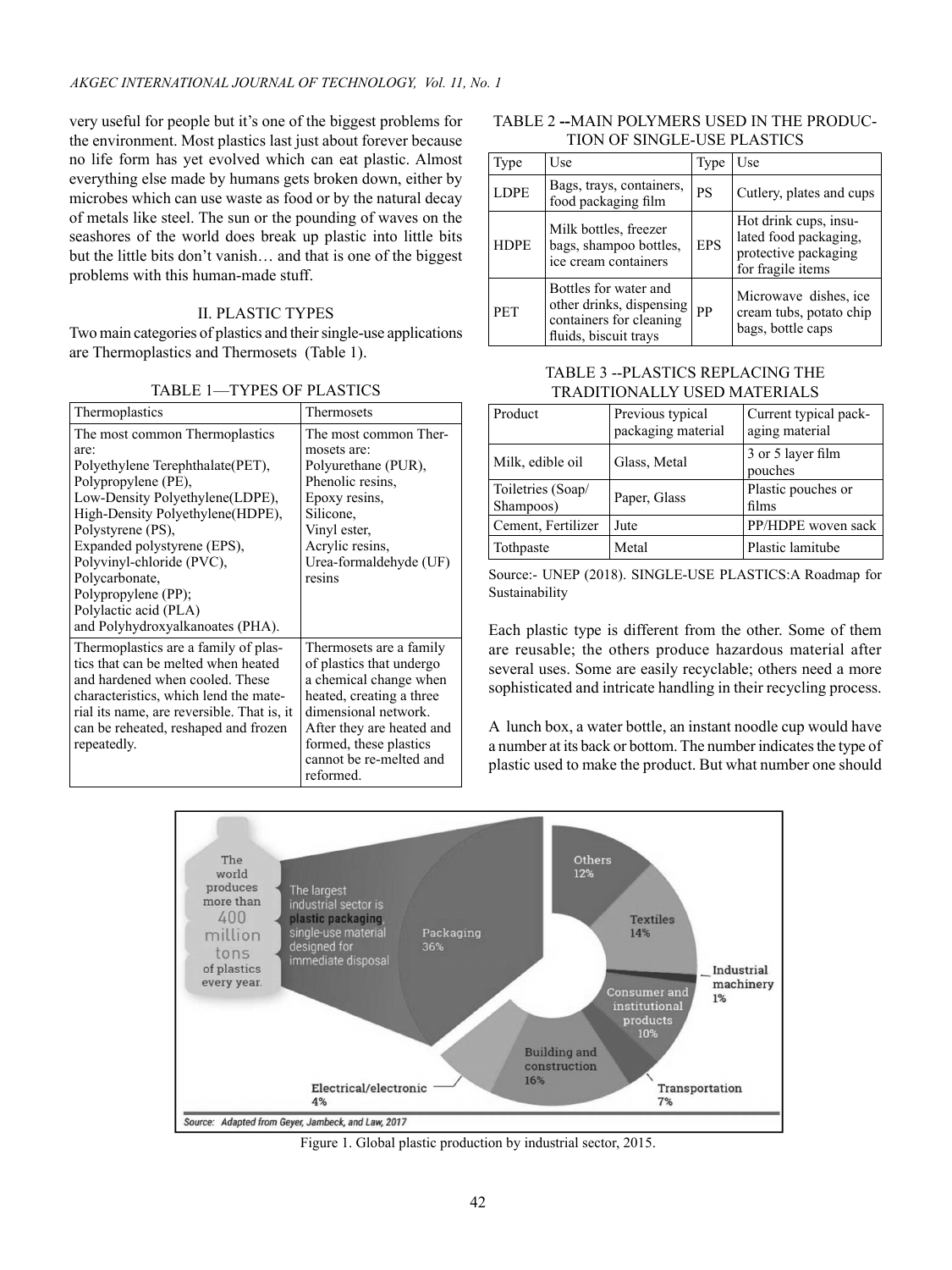very useful for people but it's one of the biggest problems for the environment. Most plastics last just about forever because no life form has yet evolved which can eat plastic. Almost everything else made by humans gets broken down, either by microbes which can use waste as food or by the natural decay of metals like steel. The sun or the pounding of waves on the seashores of the world does break up plastic into little bits but the little bits don't vanish… and that is one of the biggest problems with this human-made stuff.

## II. Plastic Types

Two main categories of plastics and their single-use applications are Thermoplastics and Thermosets (Table 1).

TABLE 1—TYPES OF PLASTICS

| Thermoplastics | Thermosets |
|---|---|
| The most common Thermoplastics are: Polyethylene Terephthalate(PET), Polypropylene (PE), Low-Density Polyethylene(LDPE), High-Density Polyethylene(HDPE), Polystyrene (PS), Expanded polystyrene (EPS), Polyvinyl-chloride (PVC), Polycarbonate, Polypropylene (PP); Polylactic acid (PLA) and Polyhydroxyalkanoates (PHA). | The most common Thermosets are: Polyurethane (PUR), Phenolic resins, Epoxy resins, Silicone, Vinyl ester, Acrylic resins, Urea-formaldehyde (UF) resins |
| Thermoplastics are a family of plastics that can be melted when heated and hardened when cooled. These characteristics, which lend the material its name, are reversible. That is, it can be reheated, reshaped and frozen repeatedly. | Thermosets are a family of plastics that undergo a chemical change when heated, creating a three dimensional network. After they are heated and formed, these plastics cannot be re-melted and reformed. |

TABLE 2 --MAIN POLYMERS USED IN THE PRODUCTION OF SINGLE-USE PLASTICS

| Type | Use | Type | Use |
|---|---|---|---|
| LDPE | Bags, trays, containers, food packaging film | PS | Cutlery, plates and cups |
| HDPE | Milk bottles, freezer bags, shampoo bottles, ice cream containers | EPS | Hot drink cups, insulated food packaging, protective packaging for fragile items |
| PET | Bottles for water and other drinks, dispensing containers for cleaning fluids, biscuit trays | PP | Microwave dishes, ice cream tubs, potato chip bags, bottle caps |

TABLE 3 --PLASTICS REPLACING THE TRADITIONALLY USED MATERIALS

| Product | Previous typical packaging material | Current typical packaging material |
|---|---|---|
| Milk, edible oil | Glass, Metal | 3 or 5 layer film pouches |
| Toiletries (Soap/ Shampoos) | Paper, Glass | Plastic pouches or films |
| Cement, Fertilizer | Jute | PP/HDPE woven sack |
| Tothpaste | Metal | Plastic lamitube |

Source:- UNEP (2018). SINGLE-USE PLASTICS:A Roadmap for Sustainability

Each plastic type is different from the other. Some of them are reusable; the others produce hazardous material after several uses. Some are easily recyclable; others need a more sophisticated and intricate handling in their recycling process.

A lunch box, a water bottle, an instant noodle cup would have a number at its back or bottom. The number indicates the type of plastic used to make the product. But what number one should

Figure 1. Global plastic production by industrial sector, 2015.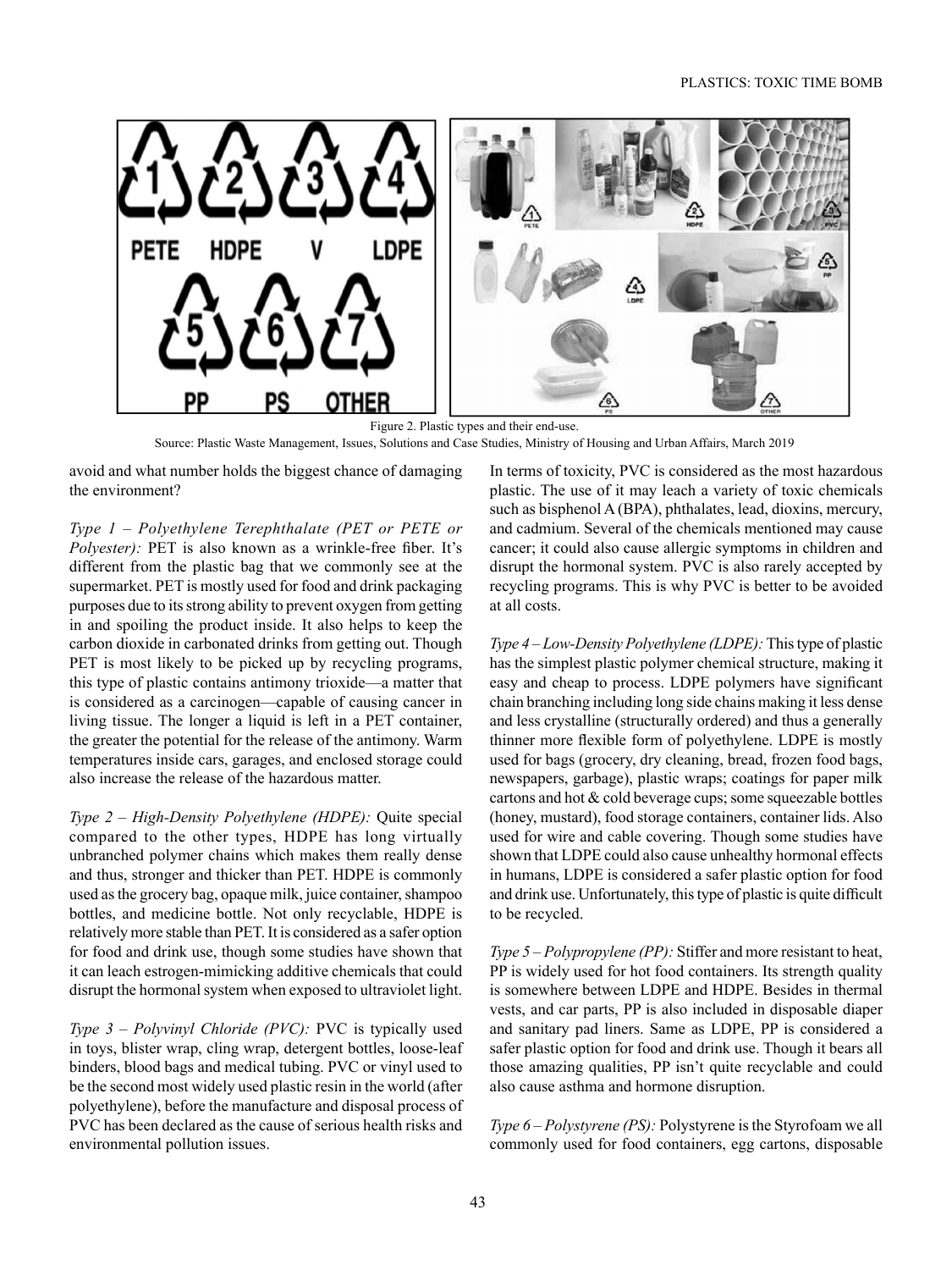Figure 2. Plastic types and their end-use.
Source: Plastic Waste Management, Issues, Solutions and Case Studies, Ministry of Housing and Urban Affairs, March 2019

avoid and what number holds the biggest chance of damaging the environment?

*Type 1 – Polyethylene Terephthalate (PET or PETE or Polyester):* PET is also known as a wrinkle-free fiber. It's different from the plastic bag that we commonly see at the supermarket. PET is mostly used for food and drink packaging purposes due to its strong ability to prevent oxygen from getting in and spoiling the product inside. It also helps to keep the carbon dioxide in carbonated drinks from getting out. Though PET is most likely to be picked up by recycling programs, this type of plastic contains antimony trioxide—a matter that is considered as a carcinogen—capable of causing cancer in living tissue. The longer a liquid is left in a PET container, the greater the potential for the release of the antimony. Warm temperatures inside cars, garages, and enclosed storage could also increase the release of the hazardous matter.

*Type 2 – High-Density Polyethylene (HDPE):* Quite special compared to the other types, HDPE has long virtually unbranched polymer chains which makes them really dense and thus, stronger and thicker than PET. HDPE is commonly used as the grocery bag, opaque milk, juice container, shampoo bottles, and medicine bottle. Not only recyclable, HDPE is relatively more stable than PET. It is considered as a safer option for food and drink use, though some studies have shown that it can leach estrogen-mimicking additive chemicals that could disrupt the hormonal system when exposed to ultraviolet light.

*Type 3 – Polyvinyl Chloride (PVC):* PVC is typically used in toys, blister wrap, cling wrap, detergent bottles, loose-leaf binders, blood bags and medical tubing. PVC or vinyl used to be the second most widely used plastic resin in the world (after polyethylene), before the manufacture and disposal process of PVC has been declared as the cause of serious health risks and environmental pollution issues.

In terms of toxicity, PVC is considered as the most hazardous plastic. The use of it may leach a variety of toxic chemicals such as bisphenol A (BPA), phthalates, lead, dioxins, mercury, and cadmium. Several of the chemicals mentioned may cause cancer; it could also cause allergic symptoms in children and disrupt the hormonal system. PVC is also rarely accepted by recycling programs. This is why PVC is better to be avoided at all costs.

*Type 4 – Low-Density Polyethylene (LDPE):* This type of plastic has the simplest plastic polymer chemical structure, making it easy and cheap to process. LDPE polymers have significant chain branching including long side chains making it less dense and less crystalline (structurally ordered) and thus a generally thinner more flexible form of polyethylene. LDPE is mostly used for bags (grocery, dry cleaning, bread, frozen food bags, newspapers, garbage), plastic wraps; coatings for paper milk cartons and hot & cold beverage cups; some squeezable bottles (honey, mustard), food storage containers, container lids. Also used for wire and cable covering. Though some studies have shown that LDPE could also cause unhealthy hormonal effects in humans, LDPE is considered a safer plastic option for food and drink use. Unfortunately, this type of plastic is quite difficult to be recycled.

*Type 5 – Polypropylene (PP):* Stiffer and more resistant to heat, PP is widely used for hot food containers. Its strength quality is somewhere between LDPE and HDPE. Besides in thermal vests, and car parts, PP is also included in disposable diaper and sanitary pad liners. Same as LDPE, PP is considered a safer plastic option for food and drink use. Though it bears all those amazing qualities, PP isn't quite recyclable and could also cause asthma and hormone disruption.

*Type 6 – Polystyrene (PS):* Polystyrene is the Styrofoam we all commonly used for food containers, egg cartons, disposable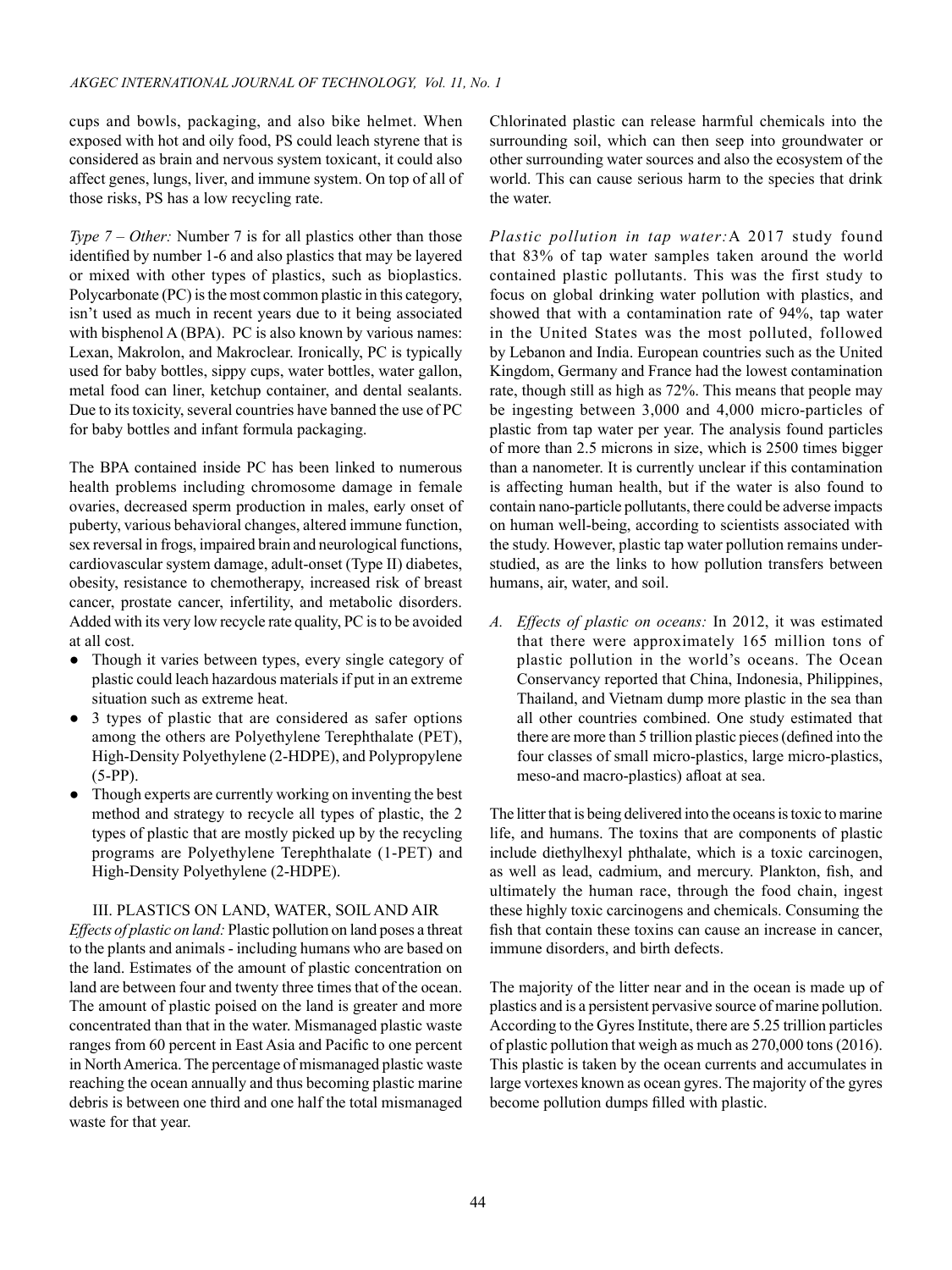cups and bowls, packaging, and also bike helmet. When exposed with hot and oily food, PS could leach styrene that is considered as brain and nervous system toxicant, it could also affect genes, lungs, liver, and immune system. On top of all of those risks, PS has a low recycling rate.

*Type 7 – Other:* Number 7 is for all plastics other than those identified by number 1-6 and also plastics that may be layered or mixed with other types of plastics, such as bioplastics. Polycarbonate (PC) is the most common plastic in this category, isn't used as much in recent years due to it being associated with bisphenol A (BPA). PC is also known by various names: Lexan, Makrolon, and Makroclear. Ironically, PC is typically used for baby bottles, sippy cups, water bottles, water gallon, metal food can liner, ketchup container, and dental sealants. Due to its toxicity, several countries have banned the use of PC for baby bottles and infant formula packaging.

The BPA contained inside PC has been linked to numerous health problems including chromosome damage in female ovaries, decreased sperm production in males, early onset of puberty, various behavioral changes, altered immune function, sex reversal in frogs, impaired brain and neurological functions, cardiovascular system damage, adult-onset (Type II) diabetes, obesity, resistance to chemotherapy, increased risk of breast cancer, prostate cancer, infertility, and metabolic disorders. Added with its very low recycle rate quality, PC is to be avoided at all cost.

- Though it varies between types, every single category of plastic could leach hazardous materials if put in an extreme situation such as extreme heat.
- 3 types of plastic that are considered as safer options among the others are Polyethylene Terephthalate (PET), High-Density Polyethylene (2-HDPE), and Polypropylene (5-PP).
- Though experts are currently working on inventing the best method and strategy to recycle all types of plastic, the 2 types of plastic that are mostly picked up by the recycling programs are Polyethylene Terephthalate (1-PET) and High-Density Polyethylene (2-HDPE).

## III. PLASTICS ON LAND, WATER, SOIL AND AIR

*Effects of plastic on land:* Plastic pollution on land poses a threat to the plants and animals - including humans who are based on the land. Estimates of the amount of plastic concentration on land are between four and twenty three times that of the ocean. The amount of plastic poised on the land is greater and more concentrated than that in the water. Mismanaged plastic waste ranges from 60 percent in East Asia and Pacific to one percent in North America. The percentage of mismanaged plastic waste reaching the ocean annually and thus becoming plastic marine debris is between one third and one half the total mismanaged waste for that year.

Chlorinated plastic can release harmful chemicals into the surrounding soil, which can then seep into groundwater or other surrounding water sources and also the ecosystem of the world. This can cause serious harm to the species that drink the water.

*Plastic pollution in tap water:* A 2017 study found that 83% of tap water samples taken around the world contained plastic pollutants. This was the first study to focus on global drinking water pollution with plastics, and showed that with a contamination rate of 94%, tap water in the United States was the most polluted, followed by Lebanon and India. European countries such as the United Kingdom, Germany and France had the lowest contamination rate, though still as high as 72%. This means that people may be ingesting between 3,000 and 4,000 micro-particles of plastic from tap water per year. The analysis found particles of more than 2.5 microns in size, which is 2500 times bigger than a nanometer. It is currently unclear if this contamination is affecting human health, but if the water is also found to contain nano-particle pollutants, there could be adverse impacts on human well-being, according to scientists associated with the study. However, plastic tap water pollution remains under-studied, as are the links to how pollution transfers between humans, air, water, and soil.

A. *Effects of plastic on oceans:* In 2012, it was estimated that there were approximately 165 million tons of plastic pollution in the world's oceans. The Ocean Conservancy reported that China, Indonesia, Philippines, Thailand, and Vietnam dump more plastic in the sea than all other countries combined. One study estimated that there are more than 5 trillion plastic pieces (defined into the four classes of small micro-plastics, large micro-plastics, meso-and macro-plastics) afloat at sea.

The litter that is being delivered into the oceans is toxic to marine life, and humans. The toxins that are components of plastic include diethylhexyl phthalate, which is a toxic carcinogen, as well as lead, cadmium, and mercury. Plankton, fish, and ultimately the human race, through the food chain, ingest these highly toxic carcinogens and chemicals. Consuming the fish that contain these toxins can cause an increase in cancer, immune disorders, and birth defects.

The majority of the litter near and in the ocean is made up of plastics and is a persistent pervasive source of marine pollution. According to the Gyres Institute, there are 5.25 trillion particles of plastic pollution that weigh as much as 270,000 tons (2016). This plastic is taken by the ocean currents and accumulates in large vortexes known as ocean gyres. The majority of the gyres become pollution dumps filled with plastic.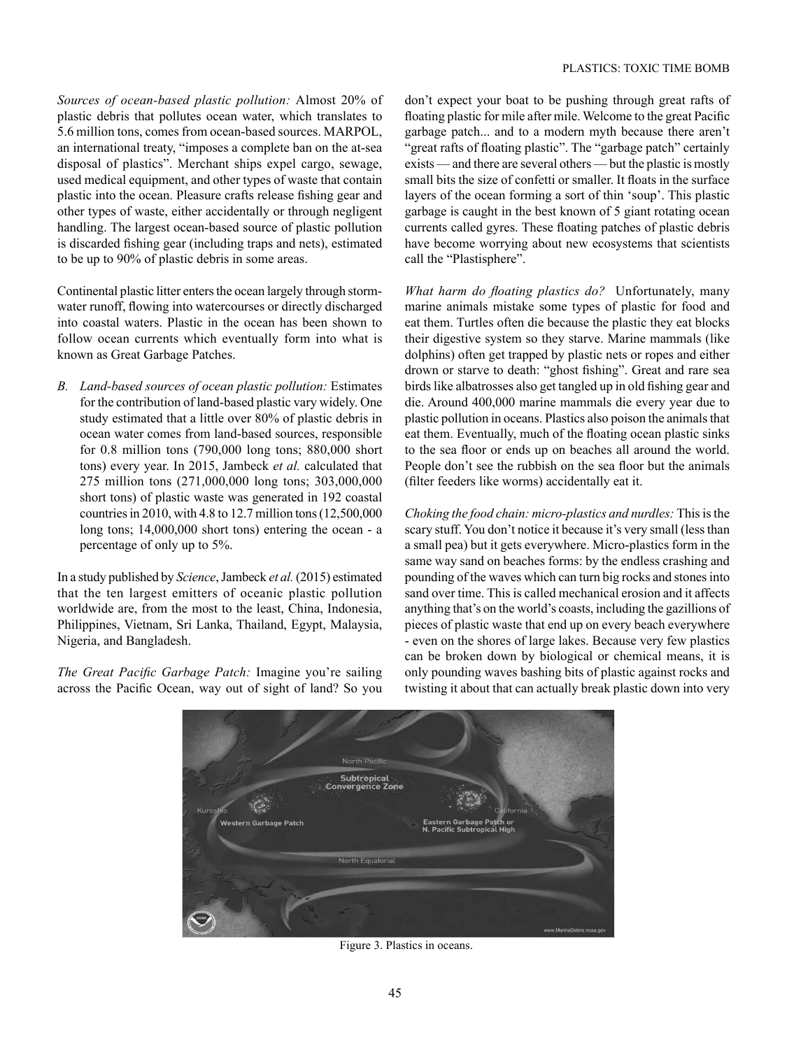*Sources of ocean-based plastic pollution:* Almost 20% of plastic debris that pollutes ocean water, which translates to 5.6 million tons, comes from ocean-based sources. MARPOL, an international treaty, "imposes a complete ban on the at-sea disposal of plastics". Merchant ships expel cargo, sewage, used medical equipment, and other types of waste that contain plastic into the ocean. Pleasure crafts release fishing gear and other types of waste, either accidentally or through negligent handling. The largest ocean-based source of plastic pollution is discarded fishing gear (including traps and nets), estimated to be up to 90% of plastic debris in some areas.

Continental plastic litter enters the ocean largely through storm-water runoff, flowing into watercourses or directly discharged into coastal waters. Plastic in the ocean has been shown to follow ocean currents which eventually form into what is known as Great Garbage Patches.

B. *Land-based sources of ocean plastic pollution:* Estimates for the contribution of land-based plastic vary widely. One study estimated that a little over 80% of plastic debris in ocean water comes from land-based sources, responsible for 0.8 million tons (790,000 long tons; 880,000 short tons) every year. In 2015, Jambeck *et al.* calculated that 275 million tons (271,000,000 long tons; 303,000,000 short tons) of plastic waste was generated in 192 coastal countries in 2010, with 4.8 to 12.7 million tons (12,500,000 long tons; 14,000,000 short tons) entering the ocean - a percentage of only up to 5%.

In a study published by *Science*, Jambeck *et al.* (2015) estimated that the ten largest emitters of oceanic plastic pollution worldwide are, from the most to the least, China, Indonesia, Philippines, Vietnam, Sri Lanka, Thailand, Egypt, Malaysia, Nigeria, and Bangladesh.

*The Great Pacific Garbage Patch:* Imagine you're sailing across the Pacific Ocean, way out of sight of land? So you don't expect your boat to be pushing through great rafts of floating plastic for mile after mile. Welcome to the great Pacific garbage patch... and to a modern myth because there aren't "great rafts of floating plastic". The "garbage patch" certainly exists — and there are several others — but the plastic is mostly small bits the size of confetti or smaller. It floats in the surface layers of the ocean forming a sort of thin 'soup'. This plastic garbage is caught in the best known of 5 giant rotating ocean currents called gyres. These floating patches of plastic debris have become worrying about new ecosystems that scientists call the "Plastisphere".

*What harm do floating plastics do?* Unfortunately, many marine animals mistake some types of plastic for food and eat them. Turtles often die because the plastic they eat blocks their digestive system so they starve. Marine mammals (like dolphins) often get trapped by plastic nets or ropes and either drown or starve to death: "ghost fishing". Great and rare sea birds like albatrosses also get tangled up in old fishing gear and die. Around 400,000 marine mammals die every year due to plastic pollution in oceans. Plastics also poison the animals that eat them. Eventually, much of the floating ocean plastic sinks to the sea floor or ends up on beaches all around the world. People don't see the rubbish on the sea floor but the animals (filter feeders like worms) accidentally eat it.

*Choking the food chain: micro-plastics and nurdles:* This is the scary stuff. You don't notice it because it's very small (less than a small pea) but it gets everywhere. Micro-plastics form in the same way sand on beaches forms: by the endless crashing and pounding of the waves which can turn big rocks and stones into sand over time. This is called mechanical erosion and it affects anything that's on the world's coasts, including the gazillions of pieces of plastic waste that end up on every beach everywhere - even on the shores of large lakes. Because very few plastics can be broken down by biological or chemical means, it is only pounding waves bashing bits of plastic against rocks and twisting it about that can actually break plastic down into very

Figure 3. Plastics in oceans.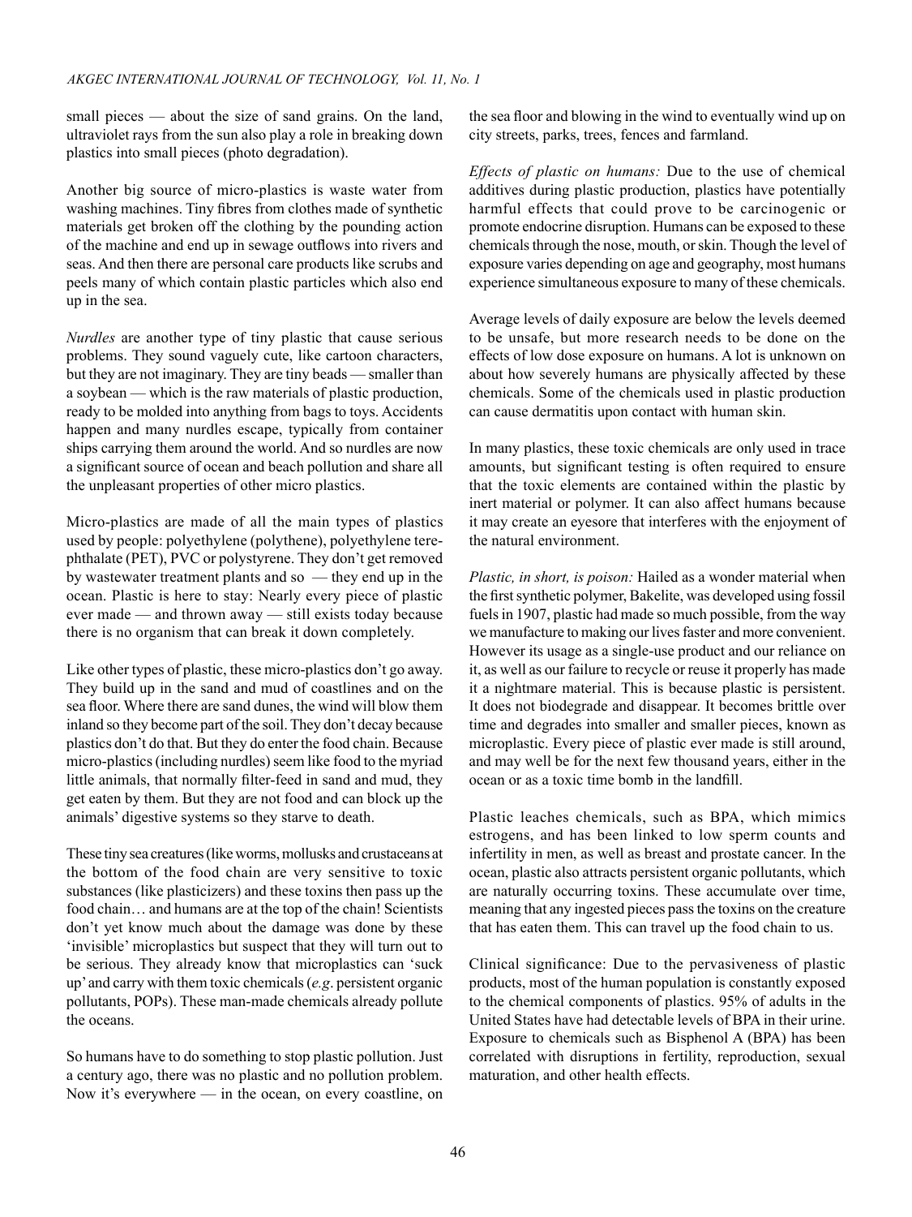small pieces — about the size of sand grains. On the land, ultraviolet rays from the sun also play a role in breaking down plastics into small pieces (photo degradation).

Another big source of micro-plastics is waste water from washing machines. Tiny fibres from clothes made of synthetic materials get broken off the clothing by the pounding action of the machine and end up in sewage outflows into rivers and seas. And then there are personal care products like scrubs and peels many of which contain plastic particles which also end up in the sea.

*Nurdles* are another type of tiny plastic that cause serious problems. They sound vaguely cute, like cartoon characters, but they are not imaginary. They are tiny beads — smaller than a soybean — which is the raw materials of plastic production, ready to be molded into anything from bags to toys. Accidents happen and many nurdles escape, typically from container ships carrying them around the world. And so nurdles are now a significant source of ocean and beach pollution and share all the unpleasant properties of other micro plastics.

Micro-plastics are made of all the main types of plastics used by people: polyethylene (polythene), polyethylene terephthalate (PET), PVC or polystyrene. They don't get removed by wastewater treatment plants and so — they end up in the ocean. Plastic is here to stay: Nearly every piece of plastic ever made — and thrown away — still exists today because there is no organism that can break it down completely.

Like other types of plastic, these micro-plastics don't go away. They build up in the sand and mud of coastlines and on the sea floor. Where there are sand dunes, the wind will blow them inland so they become part of the soil. They don't decay because plastics don't do that. But they do enter the food chain. Because micro-plastics (including nurdles) seem like food to the myriad little animals, that normally filter-feed in sand and mud, they get eaten by them. But they are not food and can block up the animals' digestive systems so they starve to death.

These tiny sea creatures (like worms, mollusks and crustaceans at the bottom of the food chain are very sensitive to toxic substances (like plasticizers) and these toxins then pass up the food chain… and humans are at the top of the chain! Scientists don't yet know much about the damage was done by these 'invisible' microplastics but suspect that they will turn out to be serious. They already know that microplastics can 'suck up' and carry with them toxic chemicals (*e.g*. persistent organic pollutants, POPs). These man-made chemicals already pollute the oceans.

So humans have to do something to stop plastic pollution. Just a century ago, there was no plastic and no pollution problem. Now it's everywhere — in the ocean, on every coastline, on the sea floor and blowing in the wind to eventually wind up on city streets, parks, trees, fences and farmland.

*Effects of plastic on humans:* Due to the use of chemical additives during plastic production, plastics have potentially harmful effects that could prove to be carcinogenic or promote endocrine disruption. Humans can be exposed to these chemicals through the nose, mouth, or skin. Though the level of exposure varies depending on age and geography, most humans experience simultaneous exposure to many of these chemicals.

Average levels of daily exposure are below the levels deemed to be unsafe, but more research needs to be done on the effects of low dose exposure on humans. A lot is unknown on about how severely humans are physically affected by these chemicals. Some of the chemicals used in plastic production can cause dermatitis upon contact with human skin.

In many plastics, these toxic chemicals are only used in trace amounts, but significant testing is often required to ensure that the toxic elements are contained within the plastic by inert material or polymer. It can also affect humans because it may create an eyesore that interferes with the enjoyment of the natural environment.

*Plastic, in short, is poison:* Hailed as a wonder material when the first synthetic polymer, Bakelite, was developed using fossil fuels in 1907, plastic had made so much possible, from the way we manufacture to making our lives faster and more convenient. However its usage as a single-use product and our reliance on it, as well as our failure to recycle or reuse it properly has made it a nightmare material. This is because plastic is persistent. It does not biodegrade and disappear. It becomes brittle over time and degrades into smaller and smaller pieces, known as microplastic. Every piece of plastic ever made is still around, and may well be for the next few thousand years, either in the ocean or as a toxic time bomb in the landfill.

Plastic leaches chemicals, such as BPA, which mimics estrogens, and has been linked to low sperm counts and infertility in men, as well as breast and prostate cancer. In the ocean, plastic also attracts persistent organic pollutants, which are naturally occurring toxins. These accumulate over time, meaning that any ingested pieces pass the toxins on the creature that has eaten them. This can travel up the food chain to us.

Clinical significance: Due to the pervasiveness of plastic products, most of the human population is constantly exposed to the chemical components of plastics. 95% of adults in the United States have had detectable levels of BPA in their urine. Exposure to chemicals such as Bisphenol A (BPA) has been correlated with disruptions in fertility, reproduction, sexual maturation, and other health effects.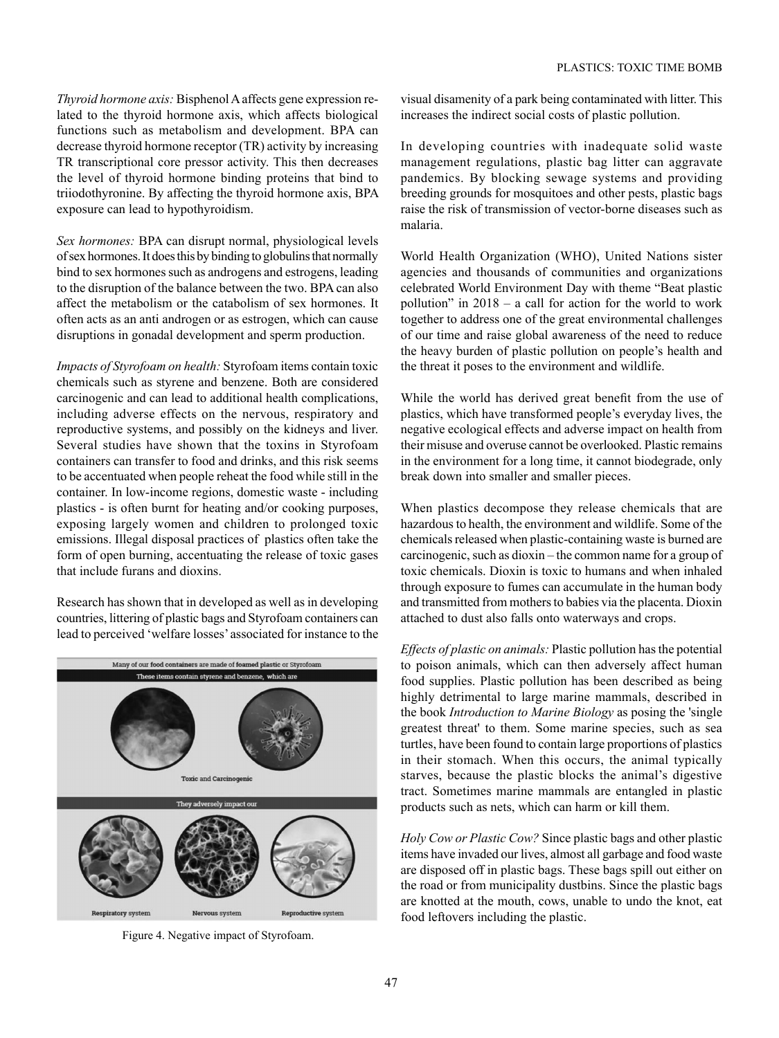*Thyroid hormone axis:* Bisphenol A affects gene expression related to the thyroid hormone axis, which affects biological functions such as metabolism and development. BPA can decrease thyroid hormone receptor (TR) activity by increasing TR transcriptional core pressor activity. This then decreases the level of thyroid hormone binding proteins that bind to triiodothyronine. By affecting the thyroid hormone axis, BPA exposure can lead to hypothyroidism.

*Sex hormones:* BPA can disrupt normal, physiological levels of sex hormones. It does this by binding to globulins that normally bind to sex hormones such as androgens and estrogens, leading to the disruption of the balance between the two. BPA can also affect the metabolism or the catabolism of sex hormones. It often acts as an anti androgen or as estrogen, which can cause disruptions in gonadal development and sperm production.

*Impacts of Styrofoam on health:* Styrofoam items contain toxic chemicals such as styrene and benzene. Both are considered carcinogenic and can lead to additional health complications, including adverse effects on the nervous, respiratory and reproductive systems, and possibly on the kidneys and liver. Several studies have shown that the toxins in Styrofoam containers can transfer to food and drinks, and this risk seems to be accentuated when people reheat the food while still in the container. In low-income regions, domestic waste - including plastics - is often burnt for heating and/or cooking purposes, exposing largely women and children to prolonged toxic emissions. Illegal disposal practices of plastics often take the form of open burning, accentuating the release of toxic gases that include furans and dioxins.

Research has shown that in developed as well as in developing countries, littering of plastic bags and Styrofoam containers can lead to perceived 'welfare losses' associated for instance to the visual disamenity of a park being contaminated with litter. This increases the indirect social costs of plastic pollution.

Figure 4. Negative impact of Styrofoam.

In developing countries with inadequate solid waste management regulations, plastic bag litter can aggravate pandemics. By blocking sewage systems and providing breeding grounds for mosquitoes and other pests, plastic bags raise the risk of transmission of vector-borne diseases such as malaria.

World Health Organization (WHO), United Nations sister agencies and thousands of communities and organizations celebrated World Environment Day with theme "Beat plastic pollution" in 2018 – a call for action for the world to work together to address one of the great environmental challenges of our time and raise global awareness of the need to reduce the heavy burden of plastic pollution on people's health and the threat it poses to the environment and wildlife.

While the world has derived great benefit from the use of plastics, which have transformed people's everyday lives, the negative ecological effects and adverse impact on health from their misuse and overuse cannot be overlooked. Plastic remains in the environment for a long time, it cannot biodegrade, only break down into smaller and smaller pieces.

When plastics decompose they release chemicals that are hazardous to health, the environment and wildlife. Some of the chemicals released when plastic-containing waste is burned are carcinogenic, such as dioxin – the common name for a group of toxic chemicals. Dioxin is toxic to humans and when inhaled through exposure to fumes can accumulate in the human body and transmitted from mothers to babies via the placenta. Dioxin attached to dust also falls onto waterways and crops.

*Effects of plastic on animals:* Plastic pollution has the potential to poison animals, which can then adversely affect human food supplies. Plastic pollution has been described as being highly detrimental to large marine mammals, described in the book *Introduction to Marine Biology* as posing the 'single greatest threat' to them. Some marine species, such as sea turtles, have been found to contain large proportions of plastics in their stomach. When this occurs, the animal typically starves, because the plastic blocks the animal's digestive tract. Sometimes marine mammals are entangled in plastic products such as nets, which can harm or kill them.

*Holy Cow or Plastic Cow?* Since plastic bags and other plastic items have invaded our lives, almost all garbage and food waste are disposed off in plastic bags. These bags spill out either on the road or from municipality dustbins. Since the plastic bags are knotted at the mouth, cows, unable to undo the knot, eat food leftovers including the plastic.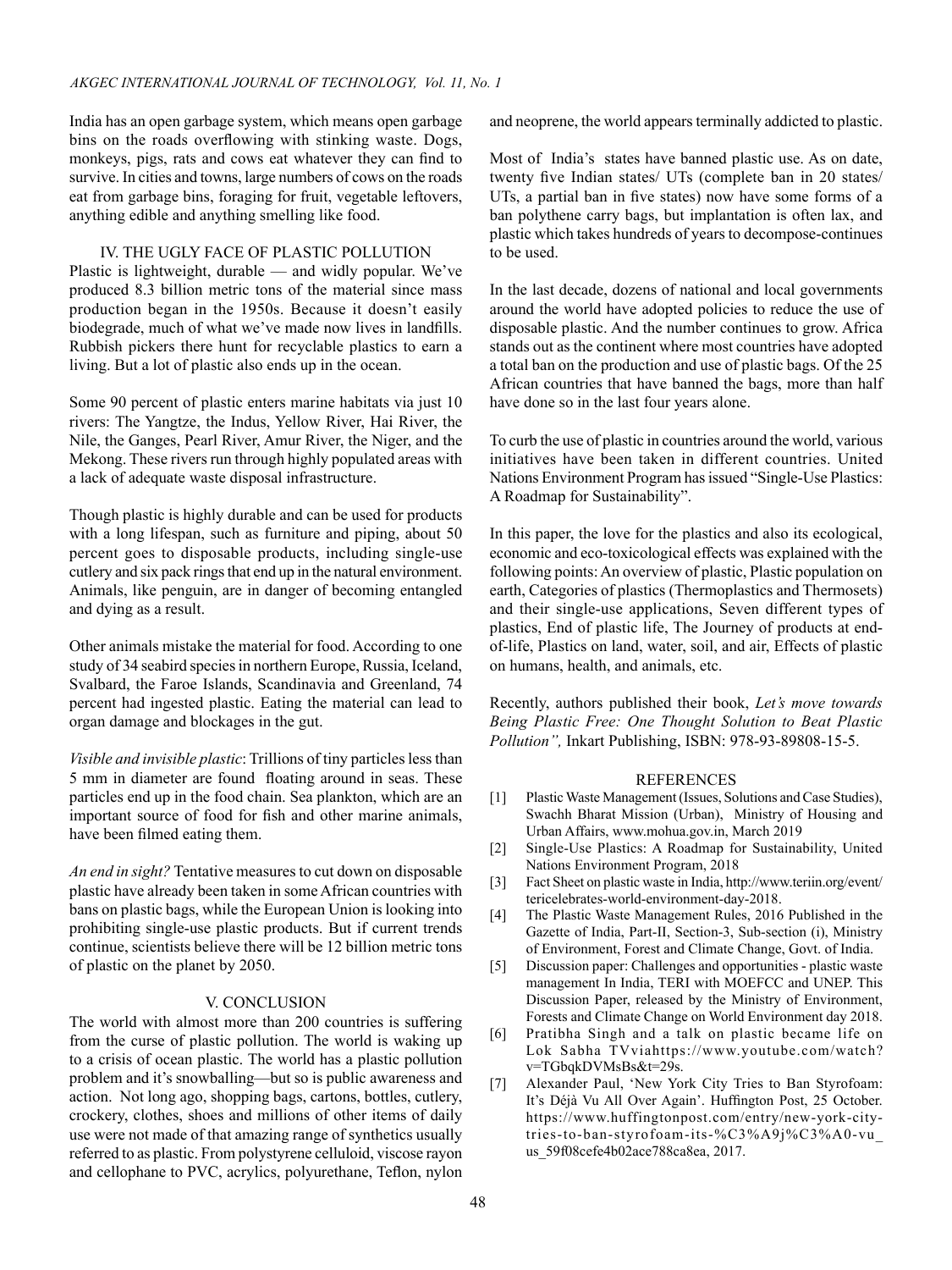India has an open garbage system, which means open garbage bins on the roads overflowing with stinking waste. Dogs, monkeys, pigs, rats and cows eat whatever they can find to survive. In cities and towns, large numbers of cows on the roads eat from garbage bins, foraging for fruit, vegetable leftovers, anything edible and anything smelling like food.

## IV. THE UGLY FACE OF PLASTIC POLLUTION

Plastic is lightweight, durable — and widely popular. We've produced 8.3 billion metric tons of the material since mass production began in the 1950s. Because it doesn't easily biodegrade, much of what we've made now lives in landfills. Rubbish pickers there hunt for recyclable plastics to earn a living. But a lot of plastic also ends up in the ocean.

Some 90 percent of plastic enters marine habitats via just 10 rivers: The Yangtze, the Indus, Yellow River, Hai River, the Nile, the Ganges, Pearl River, Amur River, the Niger, and the Mekong. These rivers run through highly populated areas with a lack of adequate waste disposal infrastructure.

Though plastic is highly durable and can be used for products with a long lifespan, such as furniture and piping, about 50 percent goes to disposable products, including single-use cutlery and six pack rings that end up in the natural environment. Animals, like penguin, are in danger of becoming entangled and dying as a result.

Other animals mistake the material for food. According to one study of 34 seabird species in northern Europe, Russia, Iceland, Svalbard, the Faroe Islands, Scandinavia and Greenland, 74 percent had ingested plastic. Eating the material can lead to organ damage and blockages in the gut.

*Visible and invisible plastic*: Trillions of tiny particles less than 5 mm in diameter are found floating around in seas. These particles end up in the food chain. Sea plankton, which are an important source of food for fish and other marine animals, have been filmed eating them.

*An end in sight?* Tentative measures to cut down on disposable plastic have already been taken in some African countries with bans on plastic bags, while the European Union is looking into prohibiting single-use plastic products. But if current trends continue, scientists believe there will be 12 billion metric tons of plastic on the planet by 2050.

## V. CONCLUSION

The world with almost more than 200 countries is suffering from the curse of plastic pollution. The world is waking up to a crisis of ocean plastic. The world has a plastic pollution problem and it's snowballing—but so is public awareness and action. Not long ago, shopping bags, cartons, bottles, cutlery, crockery, clothes, shoes and millions of other items of daily use were not made of that amazing range of synthetics usually referred to as plastic. From polystyrene celluloid, viscose rayon and cellophane to PVC, acrylics, polyurethane, Teflon, nylon and neoprene, the world appears terminally addicted to plastic.

Most of India's states have banned plastic use. As on date, twenty five Indian states/ UTs (complete ban in 20 states/ UTs, a partial ban in five states) now have some forms of a ban polythene carry bags, but implantation is often lax, and plastic which takes hundreds of years to decompose-continues to be used.

In the last decade, dozens of national and local governments around the world have adopted policies to reduce the use of disposable plastic. And the number continues to grow. Africa stands out as the continent where most countries have adopted a total ban on the production and use of plastic bags. Of the 25 African countries that have banned the bags, more than half have done so in the last four years alone.

To curb the use of plastic in countries around the world, various initiatives have been taken in different countries. United Nations Environment Program has issued "Single-Use Plastics: A Roadmap for Sustainability".

In this paper, the love for the plastics and also its ecological, economic and eco-toxicological effects was explained with the following points: An overview of plastic, Plastic population on earth, Categories of plastics (Thermoplastics and Thermosets) and their single-use applications, Seven different types of plastics, End of plastic life, The Journey of products at end-of-life, Plastics on land, water, soil, and air, Effects of plastic on humans, health, and animals, etc.

Recently, authors published their book, *Let's move towards Being Plastic Free: One Thought Solution to Beat Plastic Pollution",* Inkart Publishing, ISBN: 978-93-89808-15-5.

## REFERENCES

[1] Plastic Waste Management (Issues, Solutions and Case Studies), Swachh Bharat Mission (Urban), Ministry of Housing and Urban Affairs, www.mohua.gov.in, March 2019

[2] Single-Use Plastics: A Roadmap for Sustainability, United Nations Environment Program, 2018

[3] Fact Sheet on plastic waste in India, http://www.teriin.org/event/tericelebrates-world-environment-day-2018.

[4] The Plastic Waste Management Rules, 2016 Published in the Gazette of India, Part-II, Section-3, Sub-section (i), Ministry of Environment, Forest and Climate Change, Govt. of India.

[5] Discussion paper: Challenges and opportunities - plastic waste management In India, TERI with MOEFCC and UNEP. This Discussion Paper, released by the Ministry of Environment, Forests and Climate Change on World Environment day 2018.

[6] Pratibha Singh and a talk on plastic became life on Lok Sabha TVviahttps://www.youtube.com/watch?v=TGbqkDVMsBs&t=29s.

[7] Alexander Paul, 'New York City Tries to Ban Styrofoam: It's Déjà Vu All Over Again'. Huffington Post, 25 October. https://www.huffingtonpost.com/entry/new-york-city-tries-to-ban-styrofoam-its-%C3%A9j%C3%A0-vu_us_59f08cefe4b02ace788ca8ea, 2017.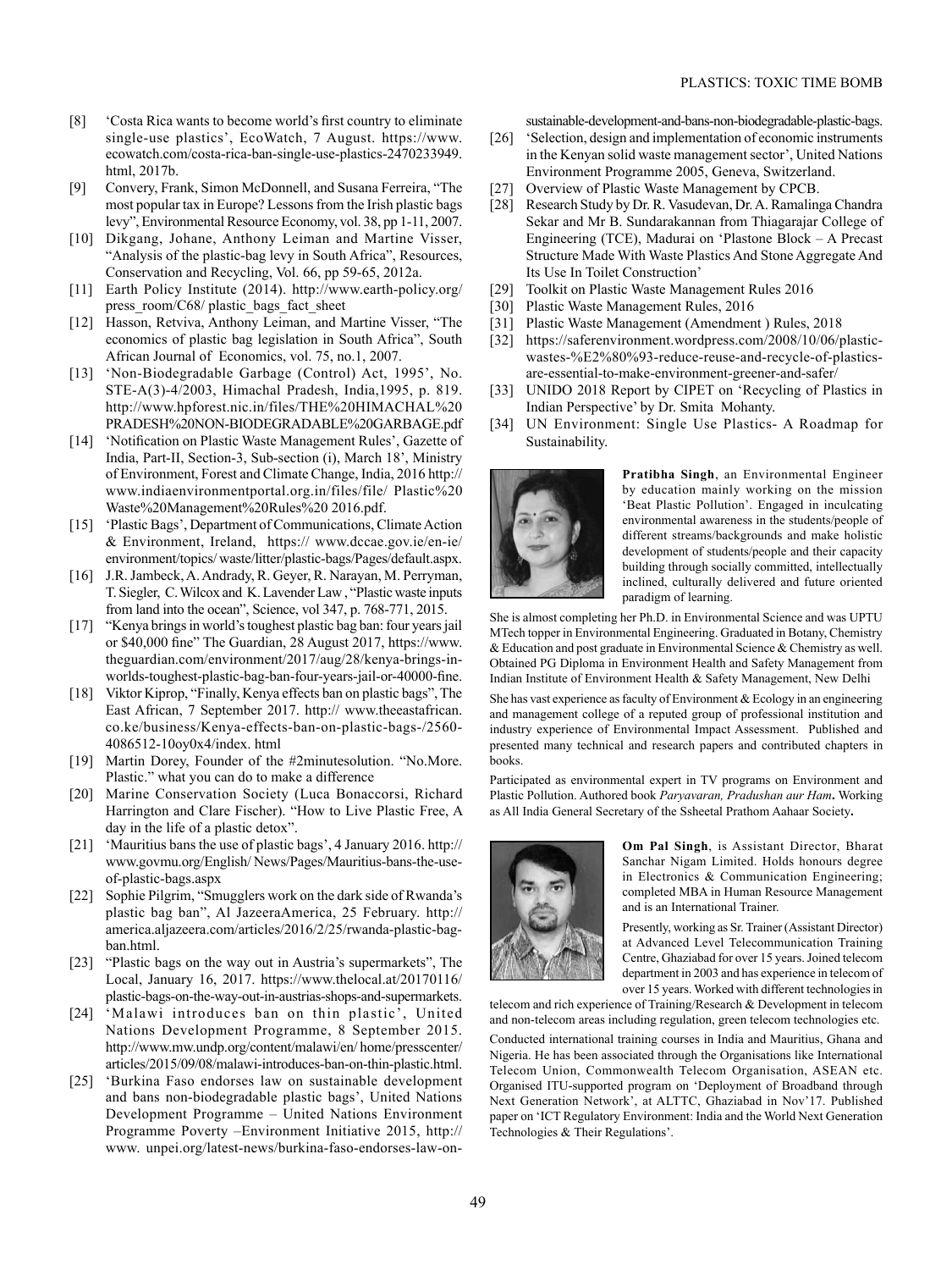[8] 'Costa Rica wants to become world's first country to eliminate single-use plastics', EcoWatch, 7 August. https://www.ecowatch.com/costa-rica-ban-single-use-plastics-2470233949.html, 2017b.

[9] Convery, Frank, Simon McDonnell, and Susana Ferreira, "The most popular tax in Europe? Lessons from the Irish plastic bags levy", Environmental Resource Economy, vol. 38, pp 1-11, 2007.

[10] Dikgang, Johane, Anthony Leiman and Martine Visser, "Analysis of the plastic-bag levy in South Africa", Resources, Conservation and Recycling, Vol. 66, pp 59-65, 2012a.

[11] Earth Policy Institute (2014). http://www.earth-policy.org/press_room/C68/ plastic_bags_fact_sheet

[12] Hasson, Retviva, Anthony Leiman, and Martine Visser, "The economics of plastic bag legislation in South Africa", South African Journal of Economics, vol. 75, no.1, 2007.

[13] 'Non-Biodegradable Garbage (Control) Act, 1995', No. STE-A(3)-4/2003, Himachal Pradesh, India,1995, p. 819. http://www.hpforest.nic.in/files/THE%20HIMACHAL%20PRADESH%20NON-BIODEGRADABLE%20GARBAGE.pdf

[14] 'Notification on Plastic Waste Management Rules', Gazette of India, Part-II, Section-3, Sub-section (i), March 18', Ministry of Environment, Forest and Climate Change, India, 2016 http://www.indiaenvironmentportal.org.in/files/file/ Plastic%20 Waste%20Management%20Rules%20 2016.pdf.

[15] 'Plastic Bags', Department of Communications, Climate Action & Environment, Ireland, https:// www.dccae.gov.ie/en-ie/environment/topics/ waste/litter/plastic-bags/Pages/default.aspx.

[16] J.R. Jambeck, A. Andrady, R. Geyer, R. Narayan, M. Perryman, T. Siegler, C. Wilcox and K. Lavender Law , "Plastic waste inputs from land into the ocean", Science, vol 347, p. 768-771, 2015.

[17] "Kenya brings in world's toughest plastic bag ban: four years jail or $40,000 fine" The Guardian, 28 August 2017, https://www.theguardian.com/environment/2017/aug/28/kenya-brings-in-worlds-toughest-plastic-bag-ban-four-years-jail-or-40000-fine.

[18] Viktor Kiprop, "Finally, Kenya effects ban on plastic bags", The East African, 7 September 2017. http:// www.theeastafrican.co.ke/business/Kenya-effects-ban-on-plastic-bags-/2560-4086512-10oy0x4/index. html

[19] Martin Dorey, Founder of the #2minutesolution. "No.More. Plastic." what you can do to make a difference

[20] Marine Conservation Society (Luca Bonaccorsi, Richard Harrington and Clare Fischer). "How to Live Plastic Free, A day in the life of a plastic detox".

[21] 'Mauritius bans the use of plastic bags', 4 January 2016. http:// www.govmu.org/English/ News/Pages/Mauritius-bans-the-use-of-plastic-bags.aspx

[22] Sophie Pilgrim, "Smugglers work on the dark side of Rwanda's plastic bag ban", Al JazeeraAmerica, 25 February. http:// america.aljazeera.com/articles/2016/2/25/rwanda-plastic-bag-ban.html.

[23] "Plastic bags on the way out in Austria's supermarkets", The Local, January 16, 2017. https://www.thelocal.at/20170116/ plastic-bags-on-the-way-out-in-austrias-shops-and-supermarkets.

[24] 'Malawi introduces ban on thin plastic', United Nations Development Programme, 8 September 2015. http://www.mw.undp.org/content/malawi/en/ home/presscenter/articles/2015/09/08/malawi-introduces-ban-on-thin-plastic.html.

[25] 'Burkina Faso endorses law on sustainable development and bans non-biodegradable plastic bags', United Nations Development Programme – United Nations Environment Programme Poverty –Environment Initiative 2015, http:// www. unpei.org/latest-news/burkina-faso-endorses-law-on-sustainable-development-and-bans-non-biodegradable-plastic-bags.

[26] 'Selection, design and implementation of economic instruments in the Kenyan solid waste management sector', United Nations Environment Programme 2005, Geneva, Switzerland.

[27] Overview of Plastic Waste Management by CPCB.

[28] Research Study by Dr. R. Vasudevan, Dr. A. Ramalinga Chandra Sekar and Mr B. Sundarakannan from Thiagarajar College of Engineering (TCE), Madurai on 'Plastone Block – A Precast Structure Made With Waste Plastics And Stone Aggregate And Its Use In Toilet Construction'

[29] Toolkit on Plastic Waste Management Rules 2016

[30] Plastic Waste Management Rules, 2016

[31] Plastic Waste Management (Amendment ) Rules, 2018

[32] https://saferenvironment.wordpress.com/2008/10/06/plastic-wastes-%E2%80%93-reduce-reuse-and-recycle-of-plastics-are-essential-to-make-environment-greener-and-safer/

[33] UNIDO 2018 Report by CIPET on 'Recycling of Plastics in Indian Perspective' by Dr. Smita Mohanty.

[34] UN Environment: Single Use Plastics- A Roadmap for Sustainability.

**Pratibha Singh**, an Environmental Engineer by education mainly working on the mission 'Beat Plastic Pollution'. Engaged in inculcating environmental awareness in the students/people of different streams/backgrounds and make holistic development of students/people and their capacity building through socially committed, intellectually inclined, culturally delivered and future oriented paradigm of learning.

She is almost completing her Ph.D. in Environmental Science and was UPTU MTech topper in Environmental Engineering. Graduated in Botany, Chemistry & Education and post graduate in Environmental Science & Chemistry as well. Obtained PG Diploma in Environment Health and Safety Management from Indian Institute of Environment Health & Safety Management, New Delhi

She has vast experience as faculty of Environment & Ecology in an engineering and management college of a reputed group of professional institution and industry experience of Environmental Impact Assessment. Published and presented many technical and research papers and contributed chapters in books.

Participated as environmental expert in TV programs on Environment and Plastic Pollution. Authored book *Paryavaran, Pradushan aur Ham***.** Working as All India General Secretary of the Ssheetal Prathom Aahaar Society**.**

**Om Pal Singh**, is Assistant Director, Bharat Sanchar Nigam Limited. Holds honours degree in Electronics & Communication Engineering; completed MBA in Human Resource Management and is an International Trainer.

Presently, working as Sr. Trainer (Assistant Director) at Advanced Level Telecommunication Training Centre, Ghaziabad for over 15 years. Joined telecom department in 2003 and has experience in telecom of over 15 years. Worked with different technologies in telecom and rich experience of Training/Research & Development in telecom and non-telecom areas including regulation, green telecom technologies etc.

Conducted international training courses in India and Mauritius, Ghana and Nigeria. He has been associated through the Organisations like International Telecom Union, Commonwealth Telecom Organisation, ASEAN etc. Organised ITU-supported program on 'Deployment of Broadband through Next Generation Network', at ALTTC, Ghaziabad in Nov'17. Published paper on 'ICT Regulatory Environment: India and the World Next Generation Technologies & Their Regulations'.